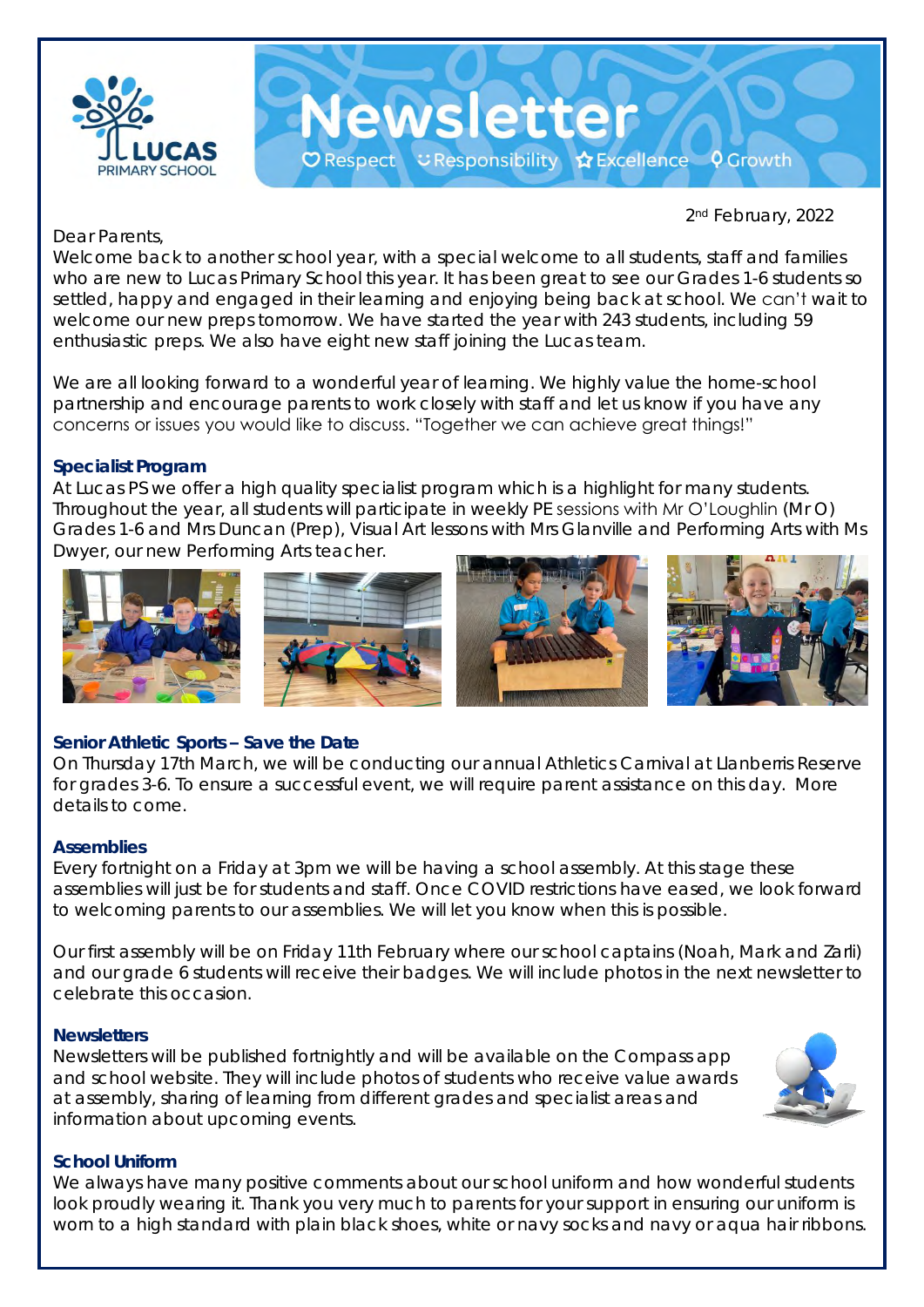# Newsletter

Respect · Responsibility · Excellence · Growth

2nd February, 2022

Dear Parents,

Welcome back to another school year, with a special welcome to all students, staff and families who are new to Lucas Primary School this year. It has been great to see our Grades 1-6 students so settled, happy and engaged in their learning and enjoying being back at school. We can't wait to welcome our new preps tomorrow. We have started the year with 243 students, including 59 enthusiastic preps. We also have eight new staff joining the Lucas team.

We are all looking forward to a wonderful year of learning. We highly value the home-school partnership and encourage parents to work closely with staff and let us know if you have any concerns or issues you would like to discuss. "Together we can achieve great things!"

### Specialist Program

At Lucas PS we offer a high quality specialist program which is a highlight for many students. Throughout the year, all students will participate in weekly PE sessions with Mr O'Loughlin (Mr O) Grades 1-6 and Mrs Duncan (Prep), Visual Art lessons with Mrs Glanville and Performing Arts with Ms Dwyer, our new Performing Arts teacher.

### Senior Athletic Sports – Save the Date

On Thursday 17th March, we will be conducting our annual Athletics Carnival at Llanberris Reserve for grades 3-6. To ensure a successful event, we will require parent assistance on this day. More details to come.

### Assemblies

Every fortnight on a Friday at 3pm we will be having a school assembly. At this stage these assemblies will just be for students and staff. Once COVID restrictions have eased, we look forward to welcoming parents to our assemblies. We will let you know when this is possible.

Our first assembly will be on Friday 11th February where our school captains (Noah, Mark and Zarli) and our grade 6 students will receive their badges. We will include photos in the next newsletter to celebrate this occasion.

### Newsletters

Newsletters will be published fortnightly and will be available on the Compass app and school website. They will include photos of students who receive value awards at assembly, sharing of learning from different grades and specialist areas and information about upcoming events.

### School Uniform

We always have many positive comments about our school uniform and how wonderful students look proudly wearing it. Thank you very much to parents for your support in ensuring our uniform is worn to a high standard with plain black shoes, white or navy socks and navy or aqua hair ribbons.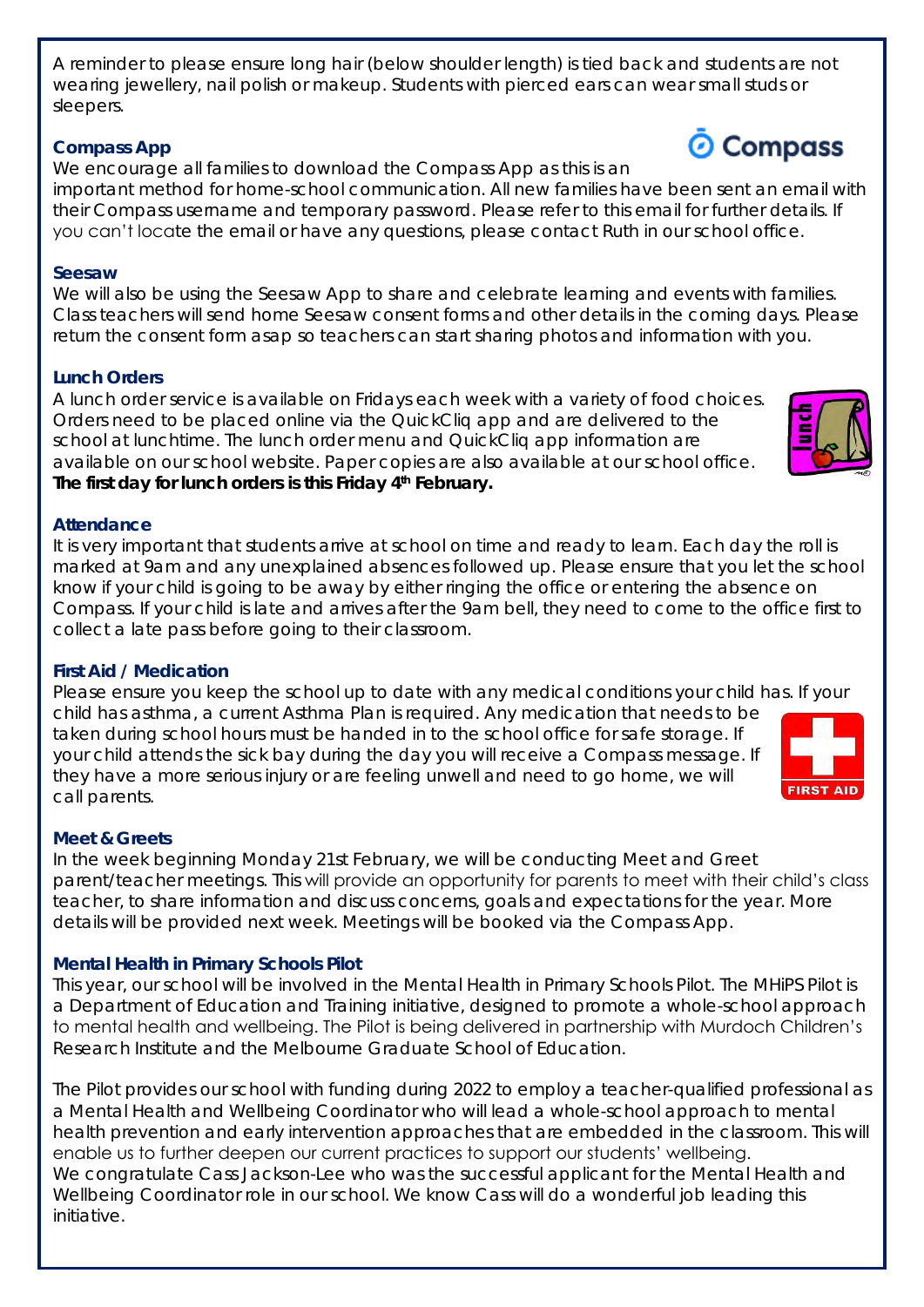A reminder to please ensure long hair (below shoulder length) is tied back and students are not wearing jewellery, nail polish or makeup. Students with pierced ears can wear small studs or sleepers.

### Compass App

We encourage all families to download the Compass App as this is an important method for home-school communication. All new families have been sent an email with their Compass username and temporary password. Please refer to this email for further details. If you can't locate the email or have any questions, please contact Ruth in our school office.

### Seesaw

We will also be using the Seesaw App to share and celebrate learning and events with families. Class teachers will send home Seesaw consent forms and other details in the coming days. Please return the consent form asap so teachers can start sharing photos and information with you.

### Lunch Orders

A lunch order service is available on Fridays each week with a variety of food choices. Orders need to be placed online via the QuickCliq app and are delivered to the school at lunchtime. The lunch order menu and QuickCliq app information are available on our school website. Paper copies are also available at our school office.
**The first day for lunch orders is this Friday 4th February.**

### Attendance

It is very important that students arrive at school on time and ready to learn. Each day the roll is marked at 9am and any unexplained absences followed up. Please ensure that you let the school know if your child is going to be away by either ringing the office or entering the absence on Compass. If your child is late and arrives after the 9am bell, they need to come to the office first to collect a late pass before going to their classroom.

### First Aid / Medication

Please ensure you keep the school up to date with any medical conditions your child has. If your child has asthma, a current Asthma Plan is required. Any medication that needs to be taken during school hours must be handed in to the school office for safe storage. If your child attends the sick bay during the day you will receive a Compass message. If they have a more serious injury or are feeling unwell and need to go home, we will call parents.

### Meet & Greets

In the week beginning Monday 21st February, we will be conducting Meet and Greet parent/teacher meetings. This will provide an opportunity for parents to meet with their child's class teacher, to share information and discuss concerns, goals and expectations for the year. More details will be provided next week. Meetings will be booked via the Compass App.

### Mental Health in Primary Schools Pilot

This year, our school will be involved in the Mental Health in Primary Schools Pilot. The MHiPS Pilot is a Department of Education and Training initiative, designed to promote a whole-school approach to mental health and wellbeing. The Pilot is being delivered in partnership with Murdoch Children's Research Institute and the Melbourne Graduate School of Education.

The Pilot provides our school with funding during 2022 to employ a teacher-qualified professional as a Mental Health and Wellbeing Coordinator who will lead a whole-school approach to mental health prevention and early intervention approaches that are embedded in the classroom. This will enable us to further deepen our current practices to support our students' wellbeing.
We congratulate Cass Jackson-Lee who was the successful applicant for the Mental Health and Wellbeing Coordinator role in our school. We know Cass will do a wonderful job leading this initiative.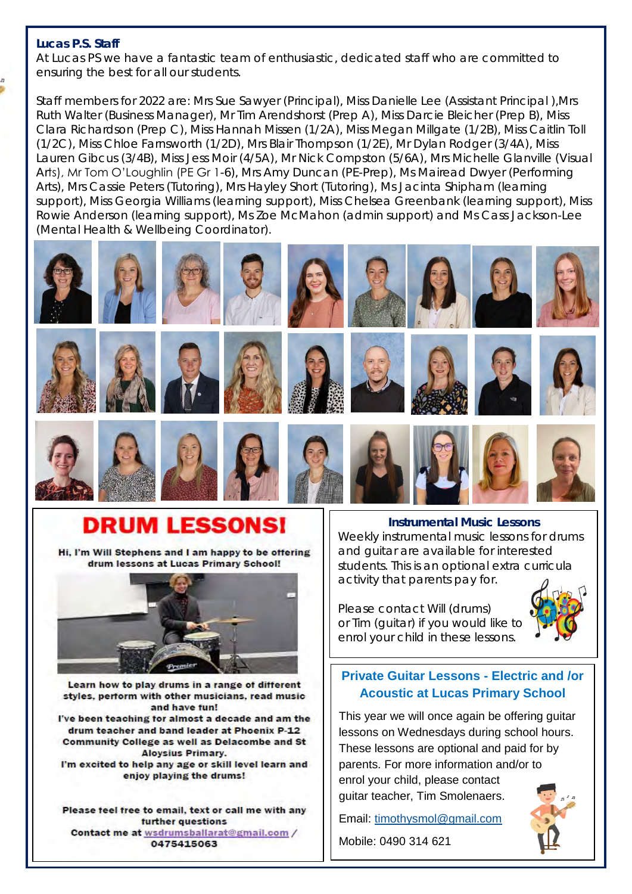**Lucas P.S. Staff**

At Lucas PS we have a fantastic team of enthusiastic, dedicated staff who are committed to ensuring the best for all our students.

Staff members for 2022 are: Mrs Sue Sawyer (Principal), Miss Danielle Lee (Assistant Principal ),Mrs Ruth Walter (Business Manager), Mr Tim Arendshorst (Prep A), Miss Darcie Bleicher (Prep B), Miss Clara Richardson (Prep C), Miss Hannah Missen (1/2A), Miss Megan Millgate (1/2B), Miss Caitlin Toll (1/2C), Miss Chloe Farnsworth (1/2D), Mrs Blair Thompson (1/2E), Mr Dylan Rodger (3/4A), Miss Lauren Gibcus (3/4B), Miss Jess Moir (4/5A), Mr Nick Compston (5/6A), Mrs Michelle Glanville (Visual Arts), Mr Tom O'Loughlin (PE Gr 1-6), Mrs Amy Duncan (PE-Prep), Ms Mairead Dwyer (Performing Arts), Mrs Cassie Peters (Tutoring), Mrs Hayley Short (Tutoring), Ms Jacinta Shipham (learning support), Miss Georgia Williams (learning support), Miss Chelsea Greenbank (learning support), Miss Rowie Anderson (learning support), Ms Zoe McMahon (admin support) and Ms Cass Jackson-Lee (Mental Health & Wellbeing Coordinator).

# DRUM LESSONS!

**Hi, I'm Will Stephens and I am happy to be offering drum lessons at Lucas Primary School!**

**Learn how to play drums in a range of different styles, perform with other musicians, read music and have fun!**
**I've been teaching for almost a decade and am the drum teacher and band leader at Phoenix P-12 Community College as well as Delacombe and St Aloysius Primary.**
**I'm excited to help any age or skill level learn and enjoy playing the drums!**

**Please feel free to email, text or call me with any further questions**
**Contact me at wsdrumsballarat@gmail.com / 0475415063**

**Instrumental Music Lessons**

Weekly instrumental music lessons for drums and guitar are available for interested students. This is an optional extra curricula activity that parents pay for.

Please contact Will (drums) or Tim (guitar) if you would like to enrol your child in these lessons.

**Private Guitar Lessons - Electric and /or Acoustic at Lucas Primary School**

This year we will once again be offering guitar lessons on Wednesdays during school hours. These lessons are optional and paid for by parents. For more information and/or to enrol your child, please contact guitar teacher, Tim Smolenaers.

Email: timothysmol@gmail.com

Mobile: 0490 314 621